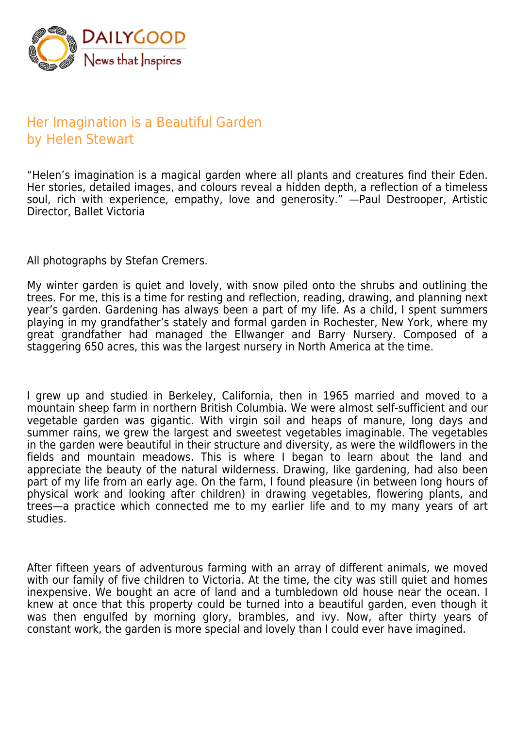# Her Imagination is a Beautiful Garden
## by Helen Stewart

"Helen's imagination is a magical garden where all plants and creatures find their Eden. Her stories, detailed images, and colours reveal a hidden depth, a reflection of a timeless soul, rich with experience, empathy, love and generosity." —Paul Destrooper, Artistic Director, Ballet Victoria

All photographs by Stefan Cremers.

My winter garden is quiet and lovely, with snow piled onto the shrubs and outlining the trees. For me, this is a time for resting and reflection, reading, drawing, and planning next year's garden. Gardening has always been a part of my life. As a child, I spent summers playing in my grandfather's stately and formal garden in Rochester, New York, where my great grandfather had managed the Ellwanger and Barry Nursery. Composed of a staggering 650 acres, this was the largest nursery in North America at the time.

I grew up and studied in Berkeley, California, then in 1965 married and moved to a mountain sheep farm in northern British Columbia. We were almost self-sufficient and our vegetable garden was gigantic. With virgin soil and heaps of manure, long days and summer rains, we grew the largest and sweetest vegetables imaginable. The vegetables in the garden were beautiful in their structure and diversity, as were the wildflowers in the fields and mountain meadows. This is where I began to learn about the land and appreciate the beauty of the natural wilderness. Drawing, like gardening, had also been part of my life from an early age. On the farm, I found pleasure (in between long hours of physical work and looking after children) in drawing vegetables, flowering plants, and trees—a practice which connected me to my earlier life and to my many years of art studies.

After fifteen years of adventurous farming with an array of different animals, we moved with our family of five children to Victoria. At the time, the city was still quiet and homes inexpensive. We bought an acre of land and a tumbledown old house near the ocean. I knew at once that this property could be turned into a beautiful garden, even though it was then engulfed by morning glory, brambles, and ivy. Now, after thirty years of constant work, the garden is more special and lovely than I could ever have imagined.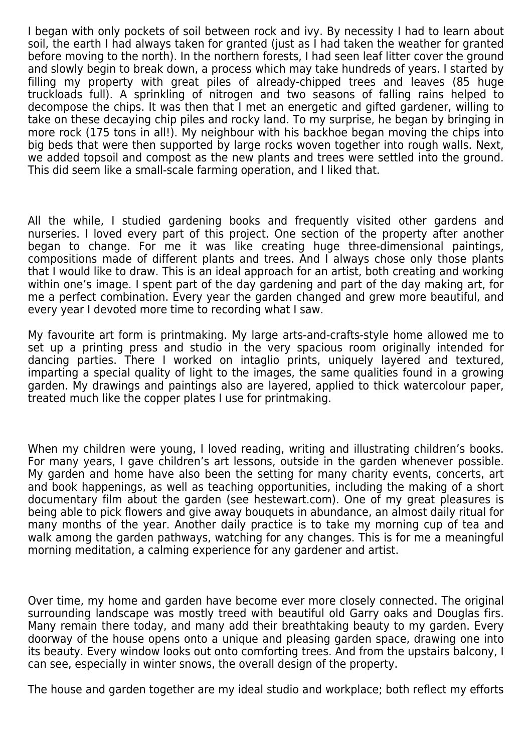I began with only pockets of soil between rock and ivy. By necessity I had to learn about soil, the earth I had always taken for granted (just as I had taken the weather for granted before moving to the north). In the northern forests, I had seen leaf litter cover the ground and slowly begin to break down, a process which may take hundreds of years. I started by filling my property with great piles of already-chipped trees and leaves (85 huge truckloads full). A sprinkling of nitrogen and two seasons of falling rains helped to decompose the chips. It was then that I met an energetic and gifted gardener, willing to take on these decaying chip piles and rocky land. To my surprise, he began by bringing in more rock (175 tons in all!). My neighbour with his backhoe began moving the chips into big beds that were then supported by large rocks woven together into rough walls. Next, we added topsoil and compost as the new plants and trees were settled into the ground. This did seem like a small-scale farming operation, and I liked that.

All the while, I studied gardening books and frequently visited other gardens and nurseries. I loved every part of this project. One section of the property after another began to change. For me it was like creating huge three-dimensional paintings, compositions made of different plants and trees. And I always chose only those plants that I would like to draw. This is an ideal approach for an artist, both creating and working within one's image. I spent part of the day gardening and part of the day making art, for me a perfect combination. Every year the garden changed and grew more beautiful, and every year I devoted more time to recording what I saw.

My favourite art form is printmaking. My large arts-and-crafts-style home allowed me to set up a printing press and studio in the very spacious room originally intended for dancing parties. There I worked on intaglio prints, uniquely layered and textured, imparting a special quality of light to the images, the same qualities found in a growing garden. My drawings and paintings also are layered, applied to thick watercolour paper, treated much like the copper plates I use for printmaking.

When my children were young, I loved reading, writing and illustrating children's books. For many years, I gave children's art lessons, outside in the garden whenever possible. My garden and home have also been the setting for many charity events, concerts, art and book happenings, as well as teaching opportunities, including the making of a short documentary film about the garden (see hestewart.com). One of my great pleasures is being able to pick flowers and give away bouquets in abundance, an almost daily ritual for many months of the year. Another daily practice is to take my morning cup of tea and walk among the garden pathways, watching for any changes. This is for me a meaningful morning meditation, a calming experience for any gardener and artist.

Over time, my home and garden have become ever more closely connected. The original surrounding landscape was mostly treed with beautiful old Garry oaks and Douglas firs. Many remain there today, and many add their breathtaking beauty to my garden. Every doorway of the house opens onto a unique and pleasing garden space, drawing one into its beauty. Every window looks out onto comforting trees. And from the upstairs balcony, I can see, especially in winter snows, the overall design of the property.

The house and garden together are my ideal studio and workplace; both reflect my efforts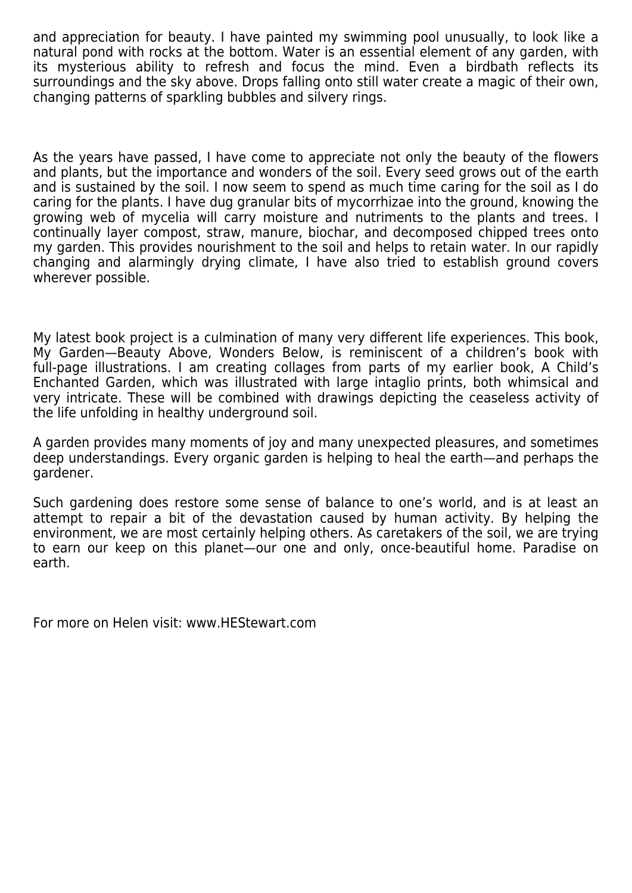and appreciation for beauty. I have painted my swimming pool unusually, to look like a natural pond with rocks at the bottom. Water is an essential element of any garden, with its mysterious ability to refresh and focus the mind. Even a birdbath reflects its surroundings and the sky above. Drops falling onto still water create a magic of their own, changing patterns of sparkling bubbles and silvery rings.

As the years have passed, I have come to appreciate not only the beauty of the flowers and plants, but the importance and wonders of the soil. Every seed grows out of the earth and is sustained by the soil. I now seem to spend as much time caring for the soil as I do caring for the plants. I have dug granular bits of mycorrhizae into the ground, knowing the growing web of mycelia will carry moisture and nutriments to the plants and trees. I continually layer compost, straw, manure, biochar, and decomposed chipped trees onto my garden. This provides nourishment to the soil and helps to retain water. In our rapidly changing and alarmingly drying climate, I have also tried to establish ground covers wherever possible.

My latest book project is a culmination of many very different life experiences. This book, My Garden—Beauty Above, Wonders Below, is reminiscent of a children's book with full-page illustrations. I am creating collages from parts of my earlier book, A Child's Enchanted Garden, which was illustrated with large intaglio prints, both whimsical and very intricate. These will be combined with drawings depicting the ceaseless activity of the life unfolding in healthy underground soil.

A garden provides many moments of joy and many unexpected pleasures, and sometimes deep understandings. Every organic garden is helping to heal the earth—and perhaps the gardener.

Such gardening does restore some sense of balance to one's world, and is at least an attempt to repair a bit of the devastation caused by human activity. By helping the environment, we are most certainly helping others. As caretakers of the soil, we are trying to earn our keep on this planet—our one and only, once-beautiful home. Paradise on earth.

For more on Helen visit: www.HEStewart.com